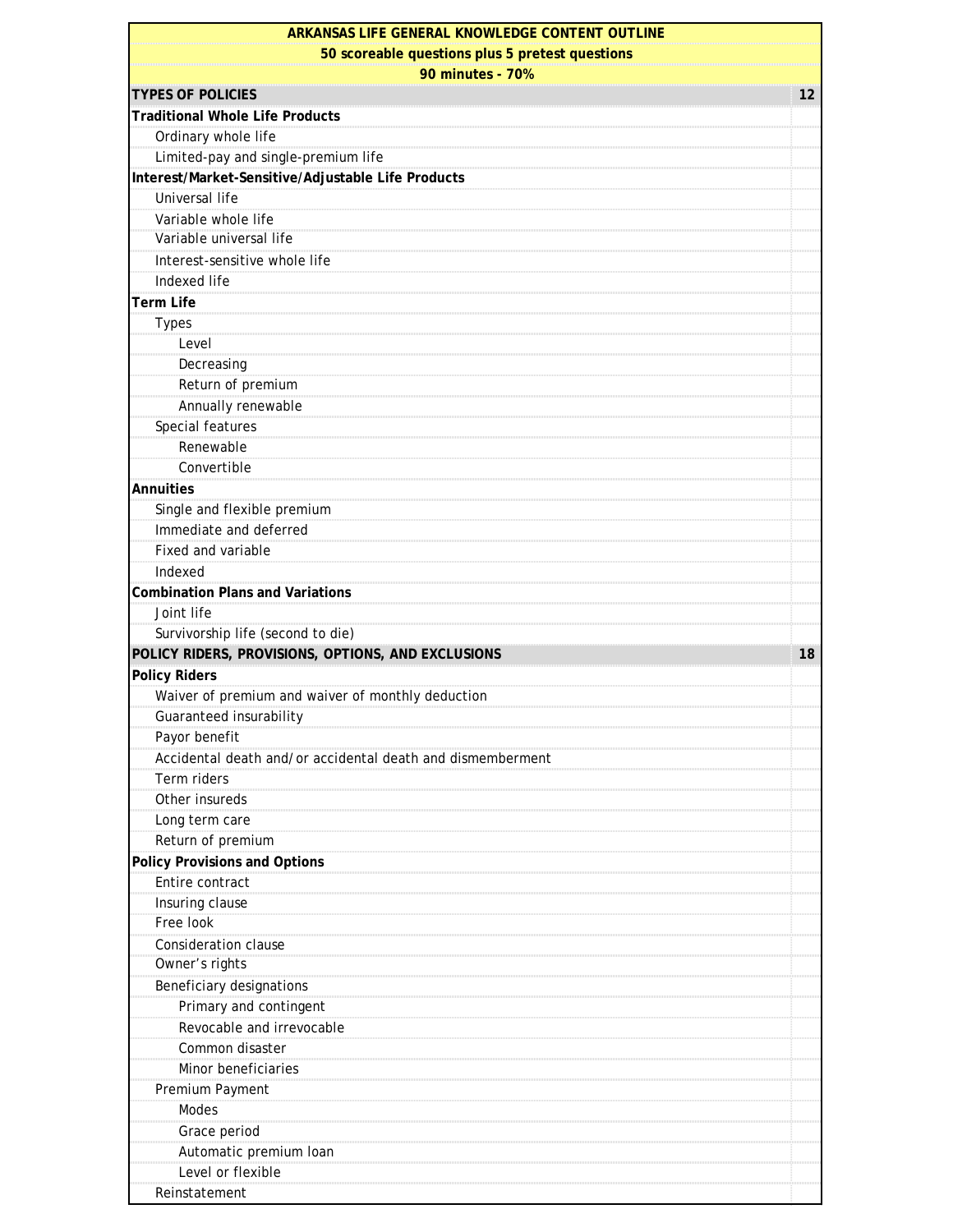| ARKANSAS LIFE GENERAL KNOWLEDGE CONTENT OUTLINE | |
|---|---|
| 50 scoreable questions plus 5 pretest questions | |
| 90 minutes - 70% | |
| **TYPES OF POLICIES** | **12** |
| **Traditional Whole Life Products** | |
| Ordinary whole life | |
| Limited-pay and single-premium life | |
| **Interest/Market-Sensitive/Adjustable Life Products** | |
| Universal life | |
| Variable whole life | |
| Variable universal life | |
| Interest-sensitive whole life | |
| Indexed life | |
| **Term Life** | |
| Types | |
| Level | |
| Decreasing | |
| Return of premium | |
| Annually renewable | |
| Special features | |
| Renewable | |
| Convertible | |
| **Annuities** | |
| Single and flexible premium | |
| Immediate and deferred | |
| Fixed and variable | |
| Indexed | |
| **Combination Plans and Variations** | |
| Joint life | |
| Survivorship life (second to die) | |
| **POLICY RIDERS, PROVISIONS, OPTIONS, AND EXCLUSIONS** | **18** |
| **Policy Riders** | |
| Waiver of premium and waiver of monthly deduction | |
| Guaranteed insurability | |
| Payor benefit | |
| Accidental death and/or accidental death and dismemberment | |
| Term riders | |
| Other insureds | |
| Long term care | |
| Return of premium | |
| **Policy Provisions and Options** | |
| Entire contract | |
| Insuring clause | |
| Free look | |
| Consideration clause | |
| Owner's rights | |
| Beneficiary designations | |
| Primary and contingent | |
| Revocable and irrevocable | |
| Common disaster | |
| Minor beneficiaries | |
| Premium Payment | |
| Modes | |
| Grace period | |
| Automatic premium loan | |
| Level or flexible | |
| Reinstatement | |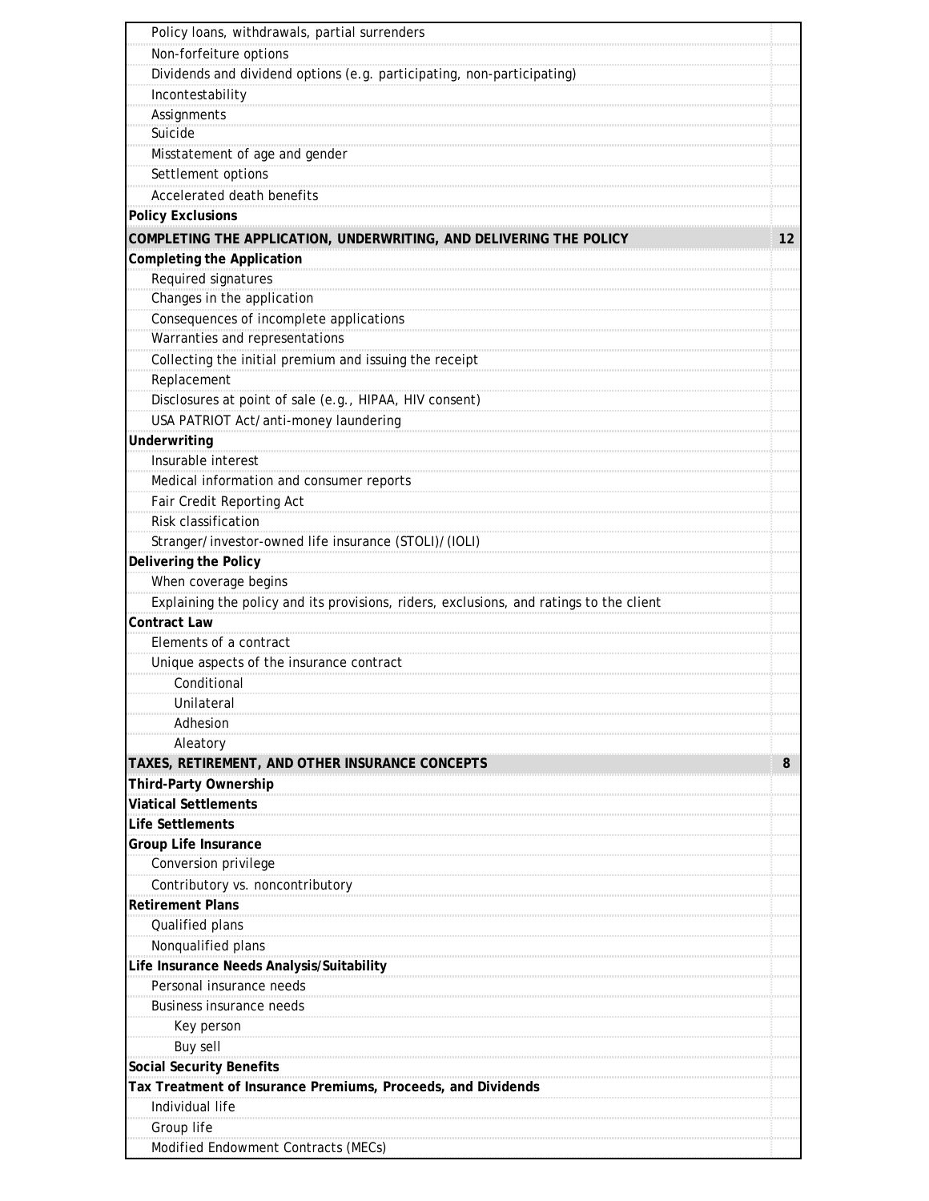| | |
|---|---|
| Policy loans, withdrawals, partial surrenders | |
| Non-forfeiture options | |
| Dividends and dividend options (e.g. participating, non-participating) | |
| Incontestability | |
| Assignments | |
| Suicide | |
| Misstatement of age and gender | |
| Settlement options | |
| Accelerated death benefits | |
| **Policy Exclusions** | |
| **COMPLETING THE APPLICATION, UNDERWRITING, AND DELIVERING THE POLICY** | **12** |
| **Completing the Application** | |
| Required signatures | |
| Changes in the application | |
| Consequences of incomplete applications | |
| Warranties and representations | |
| Collecting the initial premium and issuing the receipt | |
| Replacement | |
| Disclosures at point of sale (e.g., HIPAA, HIV consent) | |
| USA PATRIOT Act/ anti-money laundering | |
| **Underwriting** | |
| Insurable interest | |
| Medical information and consumer reports | |
| Fair Credit Reporting Act | |
| Risk classification | |
| Stranger/ investor-owned life insurance (STOLI)/ (IOLI) | |
| **Delivering the Policy** | |
| When coverage begins | |
| Explaining the policy and its provisions, riders, exclusions, and ratings to the client | |
| **Contract Law** | |
| Elements of a contract | |
| Unique aspects of the insurance contract | |
| Conditional | |
| Unilateral | |
| Adhesion | |
| Aleatory | |
| **TAXES, RETIREMENT, AND OTHER INSURANCE CONCEPTS** | **8** |
| **Third-Party Ownership** | |
| **Viatical Settlements** | |
| **Life Settlements** | |
| **Group Life Insurance** | |
| Conversion privilege | |
| Contributory vs. noncontributory | |
| **Retirement Plans** | |
| Qualified plans | |
| Nonqualified plans | |
| **Life Insurance Needs Analysis/Suitability** | |
| Personal insurance needs | |
| Business insurance needs | |
| Key person | |
| Buy sell | |
| **Social Security Benefits** | |
| **Tax Treatment of Insurance Premiums, Proceeds, and Dividends** | |
| Individual life | |
| Group life | |
| Modified Endowment Contracts (MECs) | |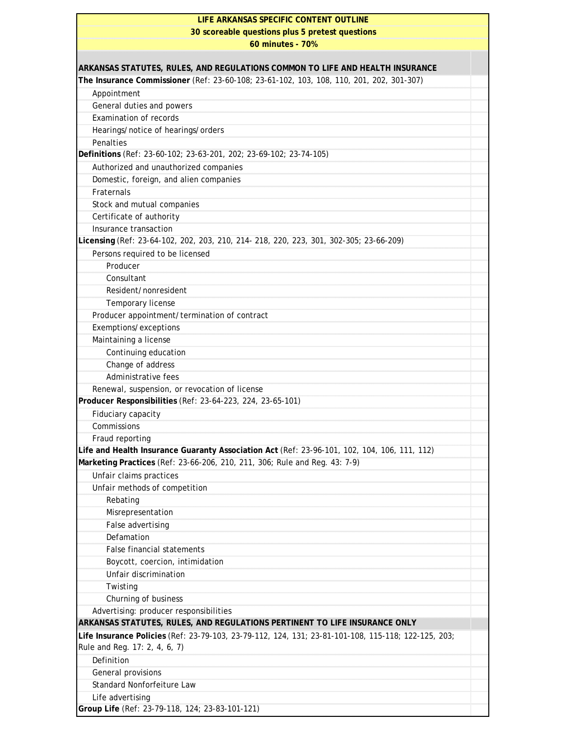# LIFE ARKANSAS SPECIFIC CONTENT OUTLINE

**30 scoreable questions plus 5 pretest questions**

**60 minutes - 70%**

## ARKANSAS STATUTES, RULES, AND REGULATIONS COMMON TO LIFE AND HEALTH INSURANCE

**The Insurance Commissioner** (Ref: 23-60-108; 23-61-102, 103, 108, 110, 201, 202, 301-307)

- Appointment
- General duties and powers
- Examination of records
- Hearings/notice of hearings/orders
- Penalties

**Definitions** (Ref: 23-60-102; 23-63-201, 202; 23-69-102; 23-74-105)

- Authorized and unauthorized companies
- Domestic, foreign, and alien companies
- Fraternals
- Stock and mutual companies
- Certificate of authority
- Insurance transaction

**Licensing** (Ref: 23-64-102, 202, 203, 210, 214- 218, 220, 223, 301, 302-305; 23-66-209)

- Persons required to be licensed
  - Producer
  - Consultant
  - Resident/nonresident
  - Temporary license
- Producer appointment/termination of contract
- Exemptions/exceptions
- Maintaining a license
  - Continuing education
  - Change of address
  - Administrative fees
- Renewal, suspension, or revocation of license

**Producer Responsibilities** (Ref: 23-64-223, 224, 23-65-101)

- Fiduciary capacity
- Commissions
- Fraud reporting

**Life and Health Insurance Guaranty Association Act** (Ref: 23-96-101, 102, 104, 106, 111, 112)

**Marketing Practices** (Ref: 23-66-206, 210, 211, 306; Rule and Reg. 43: 7-9)

- Unfair claims practices
- Unfair methods of competition
  - Rebating
  - Misrepresentation
  - False advertising
  - Defamation
  - False financial statements
  - Boycott, coercion, intimidation
  - Unfair discrimination
  - Twisting
  - Churning of business
- Advertising: producer responsibilities

## ARKANSAS STATUTES, RULES, AND REGULATIONS PERTINENT TO LIFE INSURANCE ONLY

**Life Insurance Policies** (Ref: 23-79-103, 23-79-112, 124, 131; 23-81-101-108, 115-118; 122-125, 203; Rule and Reg. 17: 2, 4, 6, 7)

- Definition
- General provisions
- Standard Nonforfeiture Law
- Life advertising

**Group Life** (Ref: 23-79-118, 124; 23-83-101-121)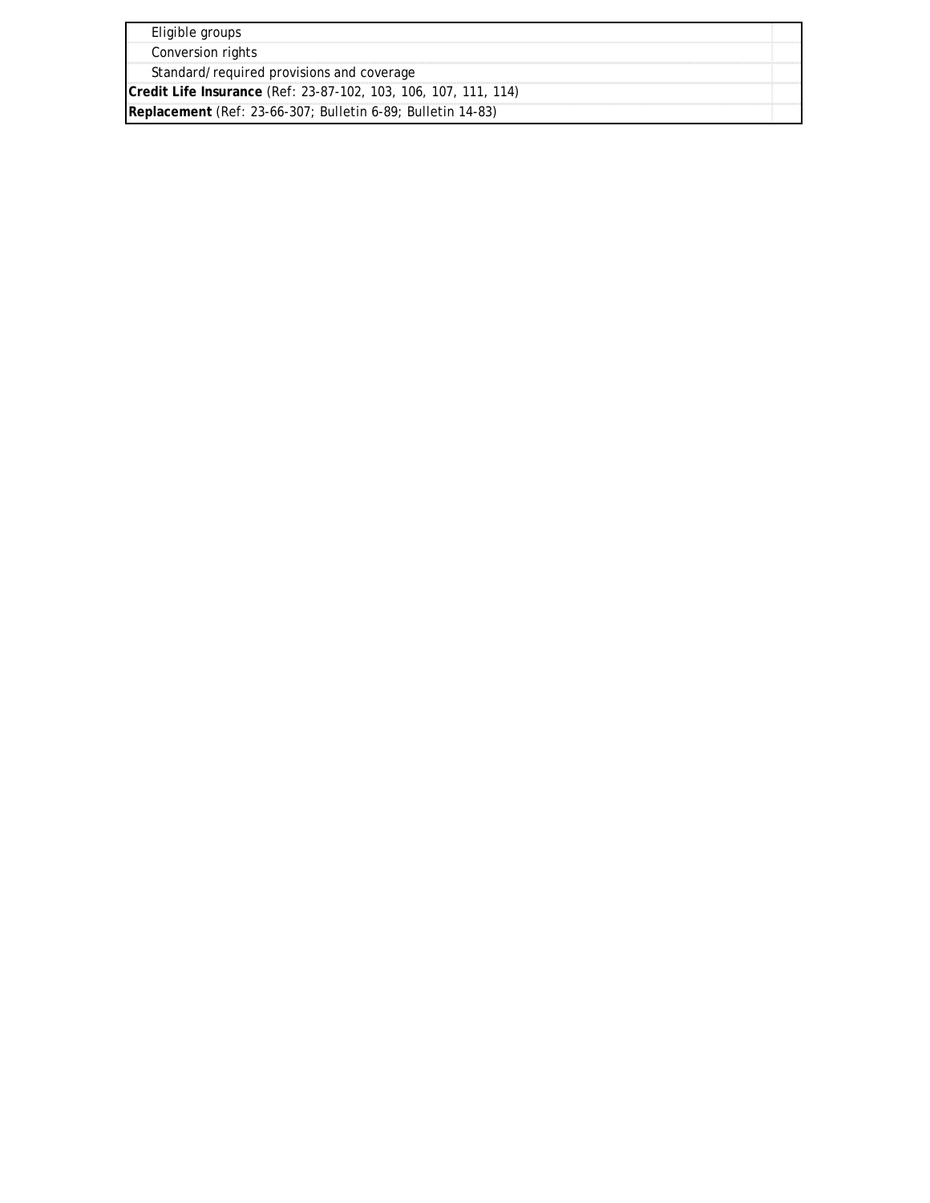| | |
|---|---|
| Eligible groups | |
| Conversion rights | |
| Standard/required provisions and coverage | |
| **Credit Life Insurance** (Ref: 23-87-102, 103, 106, 107, 111, 114) | |
| **Replacement** (Ref: 23-66-307; Bulletin 6-89; Bulletin 14-83) | |